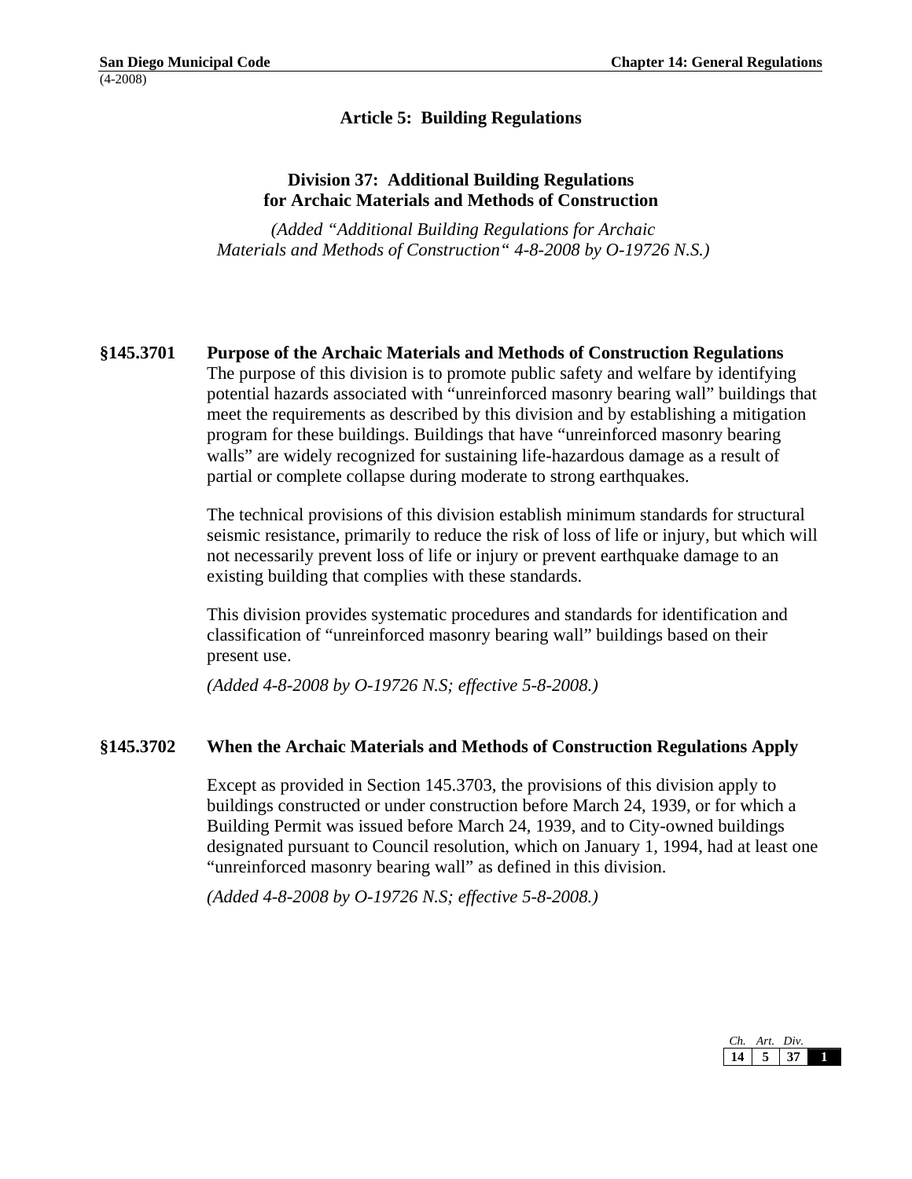# Article 5: Building Regulations

## Division 37: Additional Building Regulations for Archaic Materials and Methods of Construction

*(Added "Additional Building Regulations for Archaic Materials and Methods of Construction" 4-8-2008 by O-19726 N.S.)*

### §145.3701 Purpose of the Archaic Materials and Methods of Construction Regulations

The purpose of this division is to promote public safety and welfare by identifying potential hazards associated with "unreinforced masonry bearing wall" buildings that meet the requirements as described by this division and by establishing a mitigation program for these buildings. Buildings that have "unreinforced masonry bearing walls" are widely recognized for sustaining life-hazardous damage as a result of partial or complete collapse during moderate to strong earthquakes.

The technical provisions of this division establish minimum standards for structural seismic resistance, primarily to reduce the risk of loss of life or injury, but which will not necessarily prevent loss of life or injury or prevent earthquake damage to an existing building that complies with these standards.

This division provides systematic procedures and standards for identification and classification of "unreinforced masonry bearing wall" buildings based on their present use.

*(Added 4-8-2008 by O-19726 N.S; effective 5-8-2008.)*

### §145.3702 When the Archaic Materials and Methods of Construction Regulations Apply

Except as provided in Section 145.3703, the provisions of this division apply to buildings constructed or under construction before March 24, 1939, or for which a Building Permit was issued before March 24, 1939, and to City-owned buildings designated pursuant to Council resolution, which on January 1, 1994, had at least one "unreinforced masonry bearing wall" as defined in this division.

*(Added 4-8-2008 by O-19726 N.S; effective 5-8-2008.)*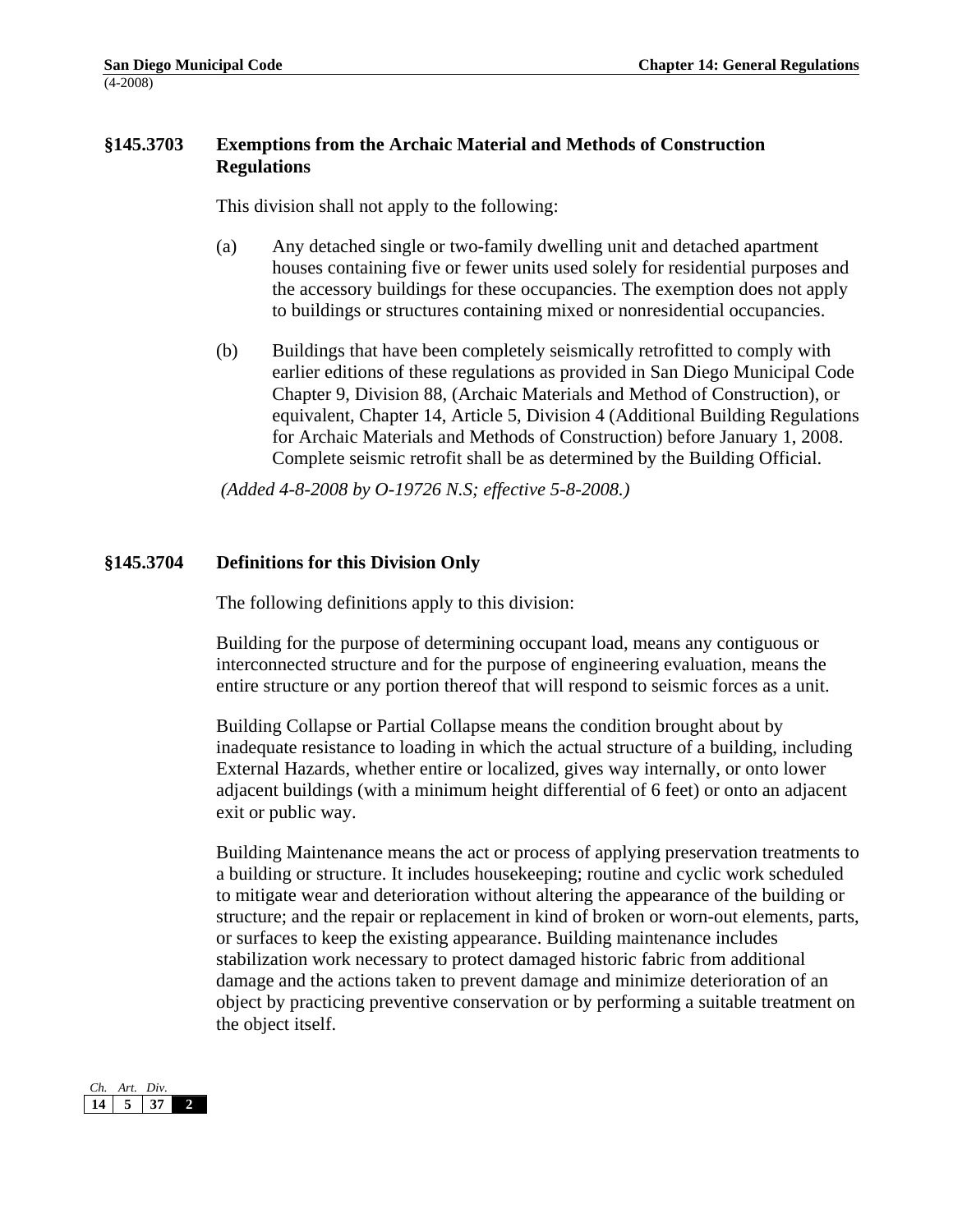### §145.3703 Exemptions from the Archaic Material and Methods of Construction Regulations

This division shall not apply to the following:

(a) Any detached single or two-family dwelling unit and detached apartment houses containing five or fewer units used solely for residential purposes and the accessory buildings for these occupancies. The exemption does not apply to buildings or structures containing mixed or nonresidential occupancies.

(b) Buildings that have been completely seismically retrofitted to comply with earlier editions of these regulations as provided in San Diego Municipal Code Chapter 9, Division 88, (Archaic Materials and Method of Construction), or equivalent, Chapter 14, Article 5, Division 4 (Additional Building Regulations for Archaic Materials and Methods of Construction) before January 1, 2008. Complete seismic retrofit shall be as determined by the Building Official.

*(Added 4-8-2008 by O-19726 N.S; effective 5-8-2008.)*

### §145.3704 Definitions for this Division Only

The following definitions apply to this division:

Building for the purpose of determining occupant load, means any contiguous or interconnected structure and for the purpose of engineering evaluation, means the entire structure or any portion thereof that will respond to seismic forces as a unit.

Building Collapse or Partial Collapse means the condition brought about by inadequate resistance to loading in which the actual structure of a building, including External Hazards, whether entire or localized, gives way internally, or onto lower adjacent buildings (with a minimum height differential of 6 feet) or onto an adjacent exit or public way.

Building Maintenance means the act or process of applying preservation treatments to a building or structure. It includes housekeeping; routine and cyclic work scheduled to mitigate wear and deterioration without altering the appearance of the building or structure; and the repair or replacement in kind of broken or worn-out elements, parts, or surfaces to keep the existing appearance. Building maintenance includes stabilization work necessary to protect damaged historic fabric from additional damage and the actions taken to prevent damage and minimize deterioration of an object by practicing preventive conservation or by performing a suitable treatment on the object itself.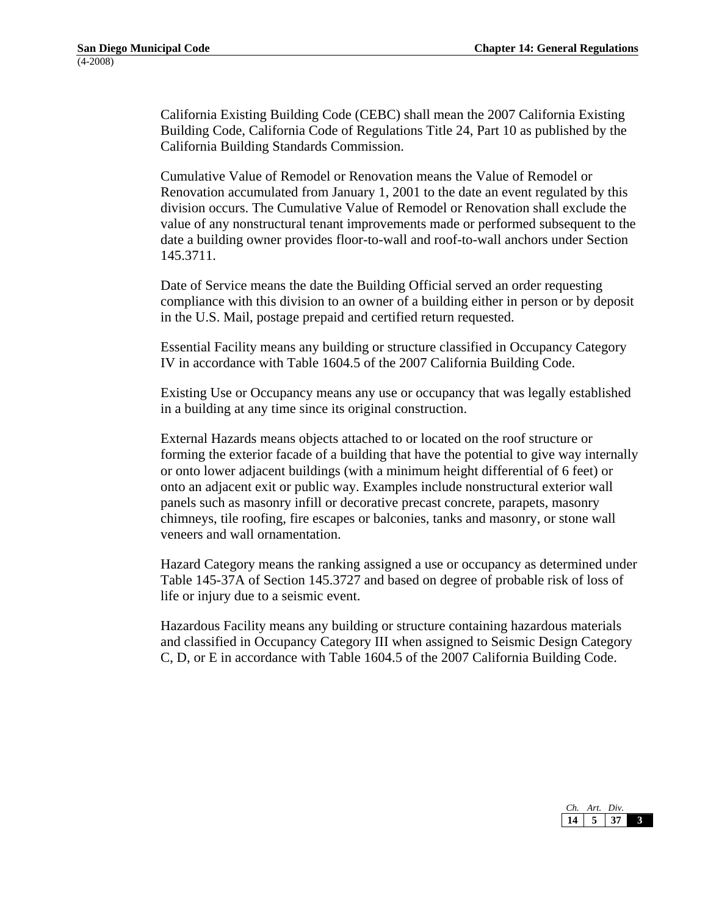California Existing Building Code (CEBC) shall mean the 2007 California Existing Building Code, California Code of Regulations Title 24, Part 10 as published by the California Building Standards Commission.

Cumulative Value of Remodel or Renovation means the Value of Remodel or Renovation accumulated from January 1, 2001 to the date an event regulated by this division occurs. The Cumulative Value of Remodel or Renovation shall exclude the value of any nonstructural tenant improvements made or performed subsequent to the date a building owner provides floor-to-wall and roof-to-wall anchors under Section 145.3711.

Date of Service means the date the Building Official served an order requesting compliance with this division to an owner of a building either in person or by deposit in the U.S. Mail, postage prepaid and certified return requested.

Essential Facility means any building or structure classified in Occupancy Category IV in accordance with Table 1604.5 of the 2007 California Building Code.

Existing Use or Occupancy means any use or occupancy that was legally established in a building at any time since its original construction.

External Hazards means objects attached to or located on the roof structure or forming the exterior facade of a building that have the potential to give way internally or onto lower adjacent buildings (with a minimum height differential of 6 feet) or onto an adjacent exit or public way. Examples include nonstructural exterior wall panels such as masonry infill or decorative precast concrete, parapets, masonry chimneys, tile roofing, fire escapes or balconies, tanks and masonry, or stone wall veneers and wall ornamentation.

Hazard Category means the ranking assigned a use or occupancy as determined under Table 145-37A of Section 145.3727 and based on degree of probable risk of loss of life or injury due to a seismic event.

Hazardous Facility means any building or structure containing hazardous materials and classified in Occupancy Category III when assigned to Seismic Design Category C, D, or E in accordance with Table 1604.5 of the 2007 California Building Code.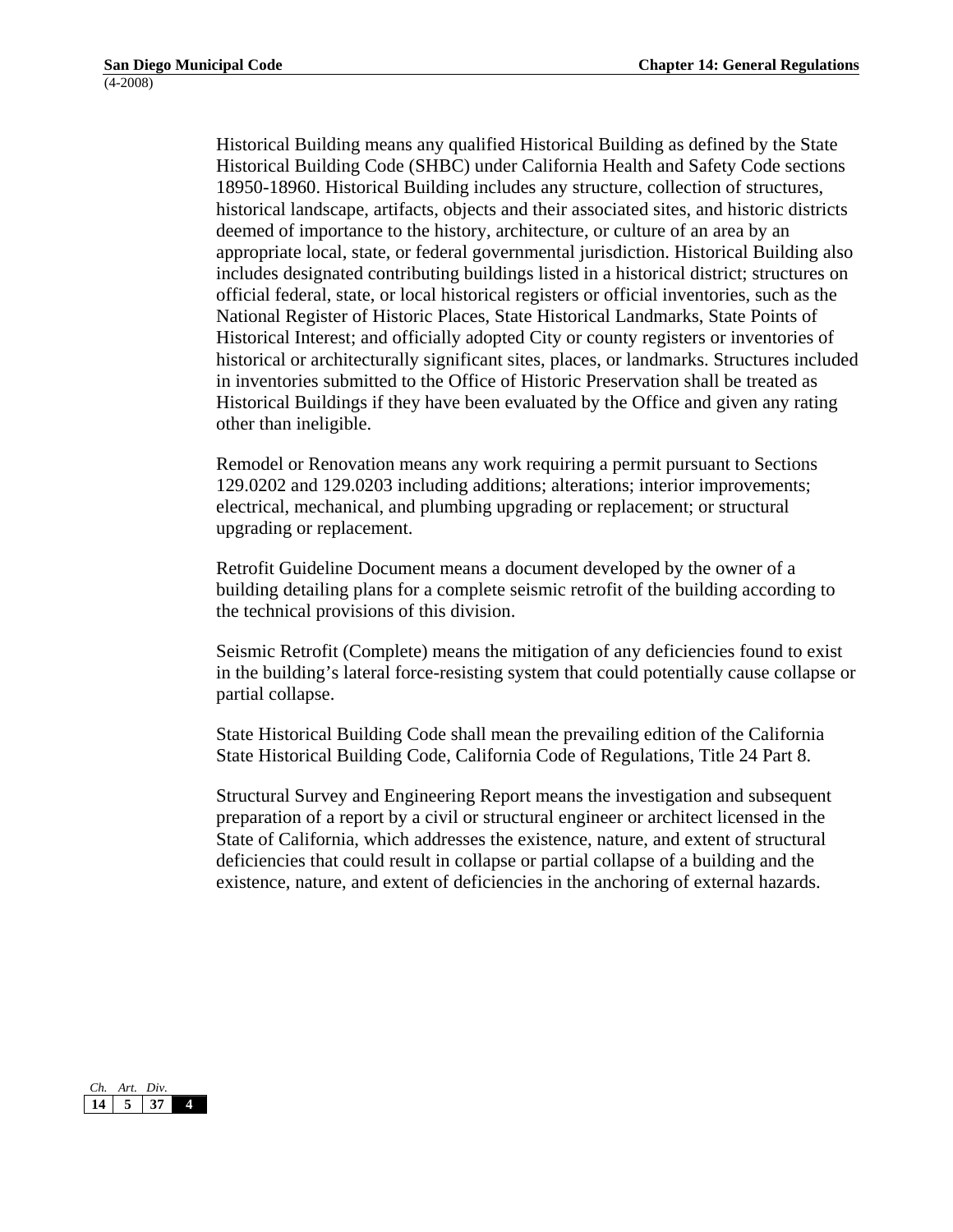Historical Building means any qualified Historical Building as defined by the State Historical Building Code (SHBC) under California Health and Safety Code sections 18950-18960. Historical Building includes any structure, collection of structures, historical landscape, artifacts, objects and their associated sites, and historic districts deemed of importance to the history, architecture, or culture of an area by an appropriate local, state, or federal governmental jurisdiction. Historical Building also includes designated contributing buildings listed in a historical district; structures on official federal, state, or local historical registers or official inventories, such as the National Register of Historic Places, State Historical Landmarks, State Points of Historical Interest; and officially adopted City or county registers or inventories of historical or architecturally significant sites, places, or landmarks. Structures included in inventories submitted to the Office of Historic Preservation shall be treated as Historical Buildings if they have been evaluated by the Office and given any rating other than ineligible.

Remodel or Renovation means any work requiring a permit pursuant to Sections 129.0202 and 129.0203 including additions; alterations; interior improvements; electrical, mechanical, and plumbing upgrading or replacement; or structural upgrading or replacement.

Retrofit Guideline Document means a document developed by the owner of a building detailing plans for a complete seismic retrofit of the building according to the technical provisions of this division.

Seismic Retrofit (Complete) means the mitigation of any deficiencies found to exist in the building's lateral force-resisting system that could potentially cause collapse or partial collapse.

State Historical Building Code shall mean the prevailing edition of the California State Historical Building Code, California Code of Regulations, Title 24 Part 8.

Structural Survey and Engineering Report means the investigation and subsequent preparation of a report by a civil or structural engineer or architect licensed in the State of California, which addresses the existence, nature, and extent of structural deficiencies that could result in collapse or partial collapse of a building and the existence, nature, and extent of deficiencies in the anchoring of external hazards.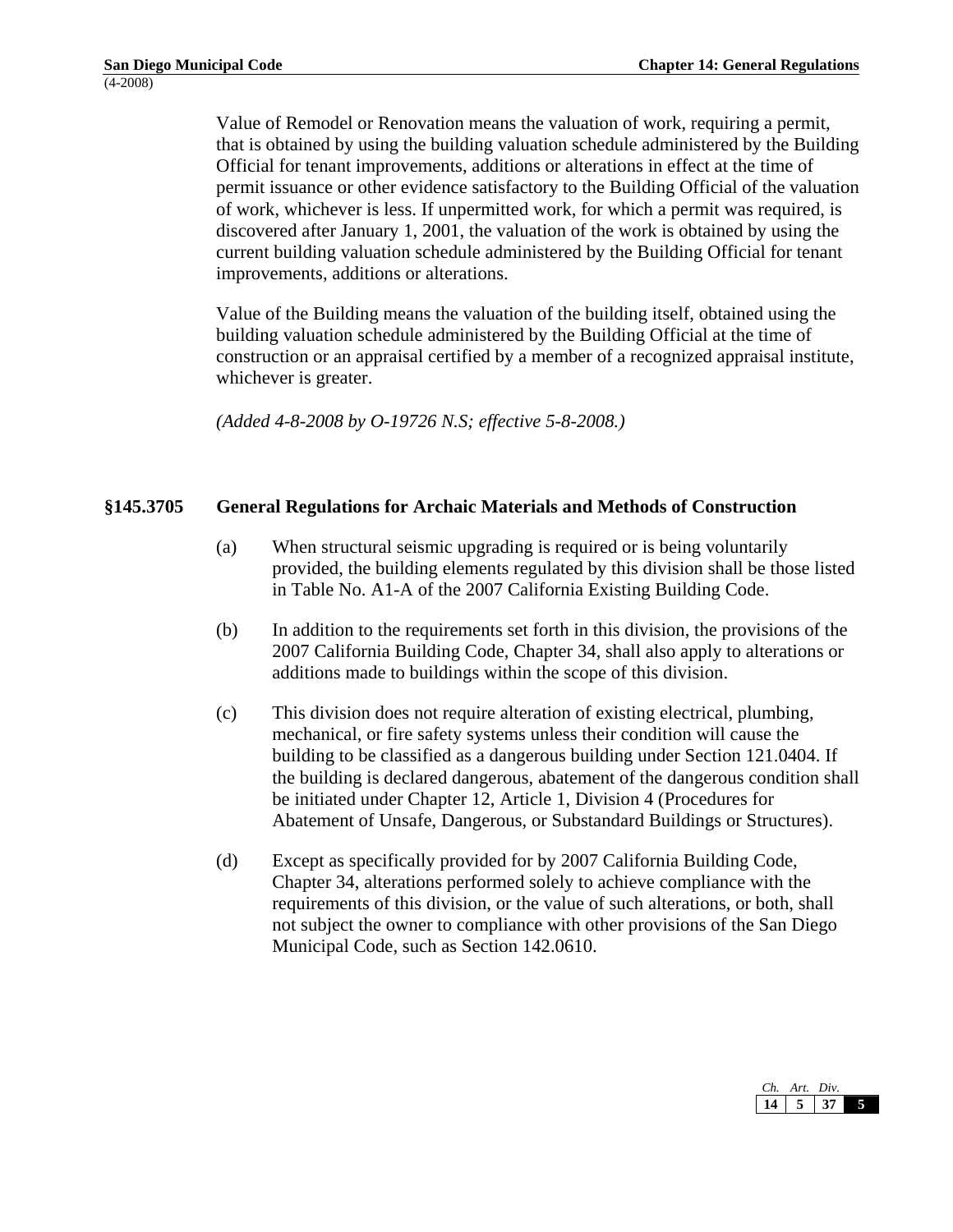Value of Remodel or Renovation means the valuation of work, requiring a permit, that is obtained by using the building valuation schedule administered by the Building Official for tenant improvements, additions or alterations in effect at the time of permit issuance or other evidence satisfactory to the Building Official of the valuation of work, whichever is less. If unpermitted work, for which a permit was required, is discovered after January 1, 2001, the valuation of the work is obtained by using the current building valuation schedule administered by the Building Official for tenant improvements, additions or alterations.

Value of the Building means the valuation of the building itself, obtained using the building valuation schedule administered by the Building Official at the time of construction or an appraisal certified by a member of a recognized appraisal institute, whichever is greater.

*(Added 4-8-2008 by O-19726 N.S; effective 5-8-2008.)*

## §145.3705 General Regulations for Archaic Materials and Methods of Construction

(a) When structural seismic upgrading is required or is being voluntarily provided, the building elements regulated by this division shall be those listed in Table No. A1-A of the 2007 California Existing Building Code.

(b) In addition to the requirements set forth in this division, the provisions of the 2007 California Building Code, Chapter 34, shall also apply to alterations or additions made to buildings within the scope of this division.

(c) This division does not require alteration of existing electrical, plumbing, mechanical, or fire safety systems unless their condition will cause the building to be classified as a dangerous building under Section 121.0404. If the building is declared dangerous, abatement of the dangerous condition shall be initiated under Chapter 12, Article 1, Division 4 (Procedures for Abatement of Unsafe, Dangerous, or Substandard Buildings or Structures).

(d) Except as specifically provided for by 2007 California Building Code, Chapter 34, alterations performed solely to achieve compliance with the requirements of this division, or the value of such alterations, or both, shall not subject the owner to compliance with other provisions of the San Diego Municipal Code, such as Section 142.0610.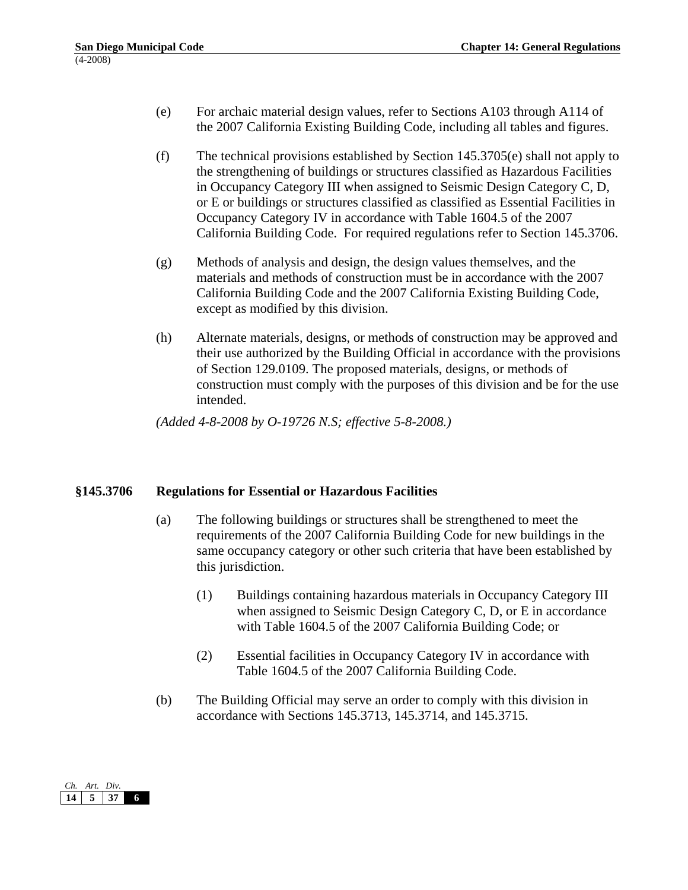(e) For archaic material design values, refer to Sections A103 through A114 of the 2007 California Existing Building Code, including all tables and figures.

(f) The technical provisions established by Section 145.3705(e) shall not apply to the strengthening of buildings or structures classified as Hazardous Facilities in Occupancy Category III when assigned to Seismic Design Category C, D, or E or buildings or structures classified as classified as Essential Facilities in Occupancy Category IV in accordance with Table 1604.5 of the 2007 California Building Code. For required regulations refer to Section 145.3706.

(g) Methods of analysis and design, the design values themselves, and the materials and methods of construction must be in accordance with the 2007 California Building Code and the 2007 California Existing Building Code, except as modified by this division.

(h) Alternate materials, designs, or methods of construction may be approved and their use authorized by the Building Official in accordance with the provisions of Section 129.0109. The proposed materials, designs, or methods of construction must comply with the purposes of this division and be for the use intended.

*(Added 4-8-2008 by O-19726 N.S; effective 5-8-2008.)*

## §145.3706 Regulations for Essential or Hazardous Facilities

(a) The following buildings or structures shall be strengthened to meet the requirements of the 2007 California Building Code for new buildings in the same occupancy category or other such criteria that have been established by this jurisdiction.

  (1) Buildings containing hazardous materials in Occupancy Category III when assigned to Seismic Design Category C, D, or E in accordance with Table 1604.5 of the 2007 California Building Code; or

  (2) Essential facilities in Occupancy Category IV in accordance with Table 1604.5 of the 2007 California Building Code.

(b) The Building Official may serve an order to comply with this division in accordance with Sections 145.3713, 145.3714, and 145.3715.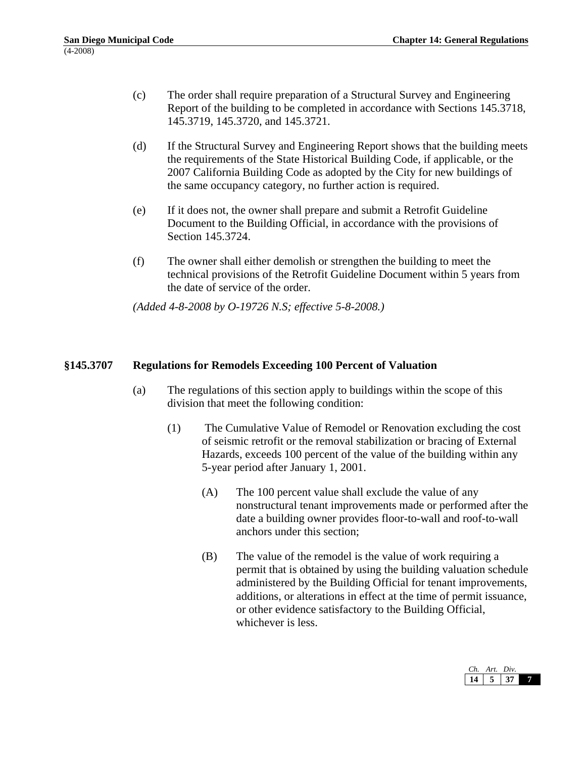(c) The order shall require preparation of a Structural Survey and Engineering Report of the building to be completed in accordance with Sections 145.3718, 145.3719, 145.3720, and 145.3721.

(d) If the Structural Survey and Engineering Report shows that the building meets the requirements of the State Historical Building Code, if applicable, or the 2007 California Building Code as adopted by the City for new buildings of the same occupancy category, no further action is required.

(e) If it does not, the owner shall prepare and submit a Retrofit Guideline Document to the Building Official, in accordance with the provisions of Section 145.3724.

(f) The owner shall either demolish or strengthen the building to meet the technical provisions of the Retrofit Guideline Document within 5 years from the date of service of the order.

*(Added 4-8-2008 by O-19726 N.S; effective 5-8-2008.)*

### §145.3707 Regulations for Remodels Exceeding 100 Percent of Valuation

(a) The regulations of this section apply to buildings within the scope of this division that meet the following condition:

(1) The Cumulative Value of Remodel or Renovation excluding the cost of seismic retrofit or the removal stabilization or bracing of External Hazards, exceeds 100 percent of the value of the building within any 5-year period after January 1, 2001.

(A) The 100 percent value shall exclude the value of any nonstructural tenant improvements made or performed after the date a building owner provides floor-to-wall and roof-to-wall anchors under this section;

(B) The value of the remodel is the value of work requiring a permit that is obtained by using the building valuation schedule administered by the Building Official for tenant improvements, additions, or alterations in effect at the time of permit issuance, or other evidence satisfactory to the Building Official, whichever is less.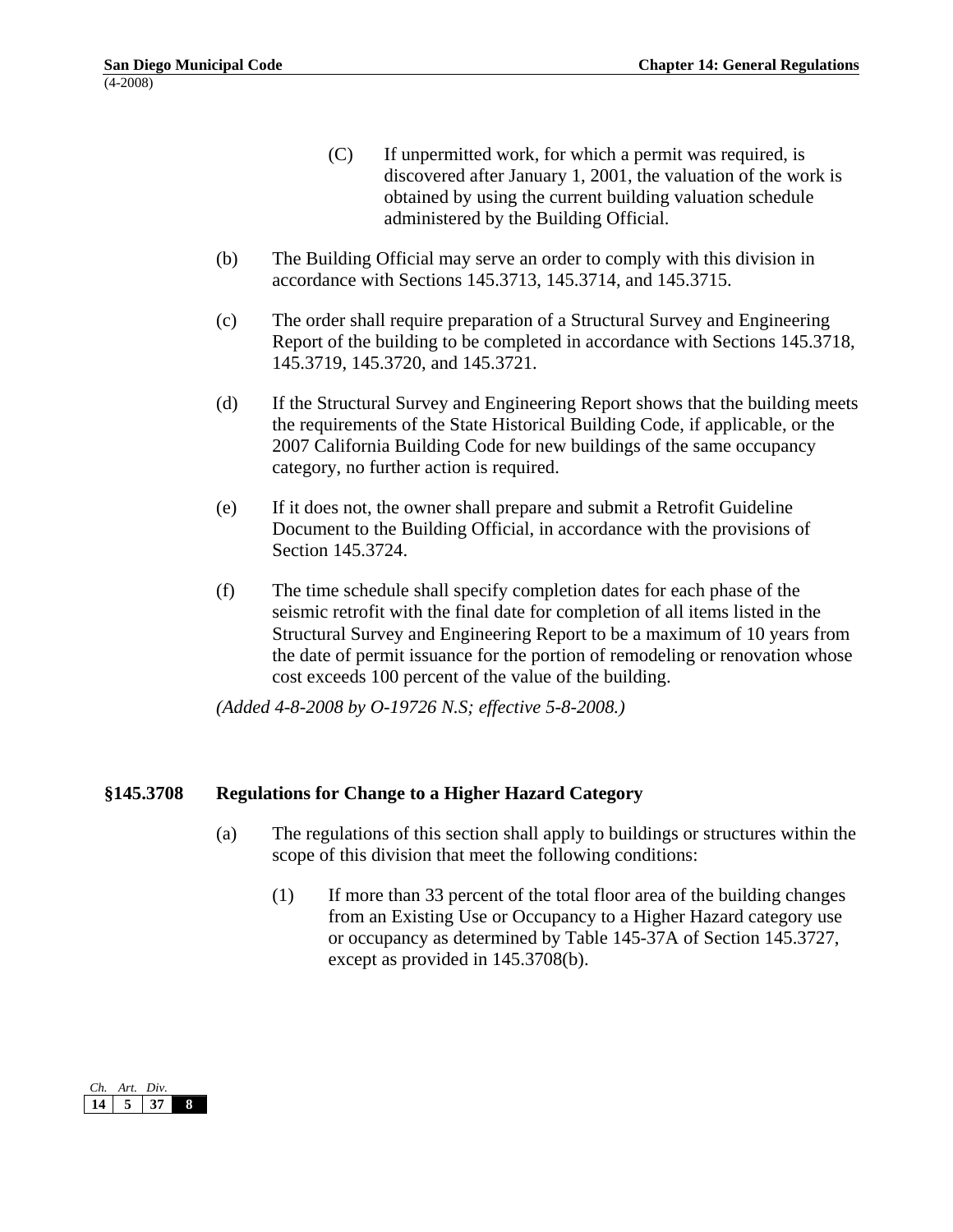(C) If unpermitted work, for which a permit was required, is discovered after January 1, 2001, the valuation of the work is obtained by using the current building valuation schedule administered by the Building Official.

(b) The Building Official may serve an order to comply with this division in accordance with Sections 145.3713, 145.3714, and 145.3715.

(c) The order shall require preparation of a Structural Survey and Engineering Report of the building to be completed in accordance with Sections 145.3718, 145.3719, 145.3720, and 145.3721.

(d) If the Structural Survey and Engineering Report shows that the building meets the requirements of the State Historical Building Code, if applicable, or the 2007 California Building Code for new buildings of the same occupancy category, no further action is required.

(e) If it does not, the owner shall prepare and submit a Retrofit Guideline Document to the Building Official, in accordance with the provisions of Section 145.3724.

(f) The time schedule shall specify completion dates for each phase of the seismic retrofit with the final date for completion of all items listed in the Structural Survey and Engineering Report to be a maximum of 10 years from the date of permit issuance for the portion of remodeling or renovation whose cost exceeds 100 percent of the value of the building.

*(Added 4-8-2008 by O-19726 N.S; effective 5-8-2008.)*

## §145.3708 Regulations for Change to a Higher Hazard Category

(a) The regulations of this section shall apply to buildings or structures within the scope of this division that meet the following conditions:

(1) If more than 33 percent of the total floor area of the building changes from an Existing Use or Occupancy to a Higher Hazard category use or occupancy as determined by Table 145-37A of Section 145.3727, except as provided in 145.3708(b).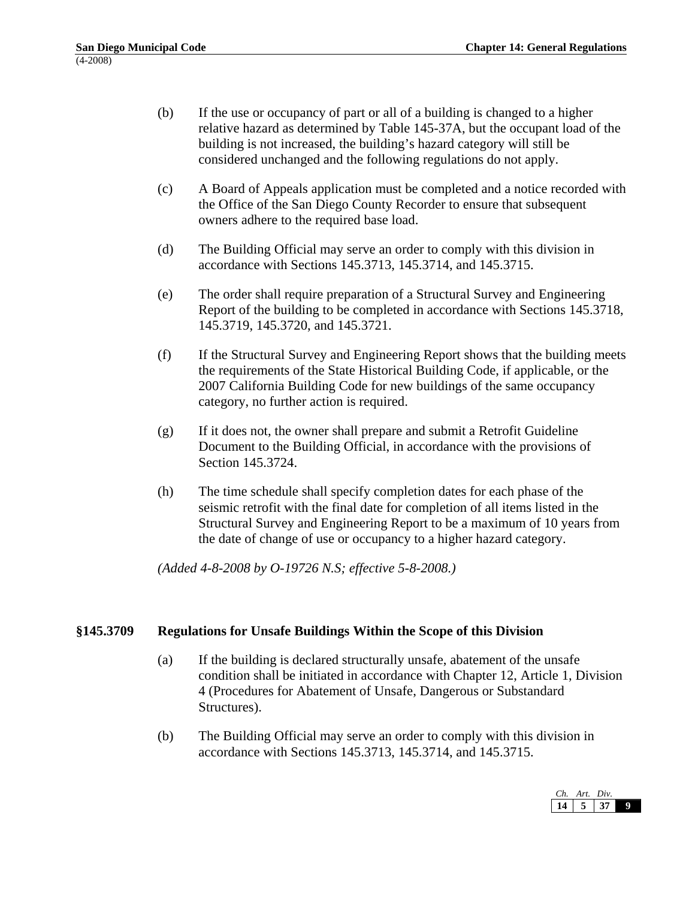(b) If the use or occupancy of part or all of a building is changed to a higher relative hazard as determined by Table 145-37A, but the occupant load of the building is not increased, the building's hazard category will still be considered unchanged and the following regulations do not apply.

(c) A Board of Appeals application must be completed and a notice recorded with the Office of the San Diego County Recorder to ensure that subsequent owners adhere to the required base load.

(d) The Building Official may serve an order to comply with this division in accordance with Sections 145.3713, 145.3714, and 145.3715.

(e) The order shall require preparation of a Structural Survey and Engineering Report of the building to be completed in accordance with Sections 145.3718, 145.3719, 145.3720, and 145.3721.

(f) If the Structural Survey and Engineering Report shows that the building meets the requirements of the State Historical Building Code, if applicable, or the 2007 California Building Code for new buildings of the same occupancy category, no further action is required.

(g) If it does not, the owner shall prepare and submit a Retrofit Guideline Document to the Building Official, in accordance with the provisions of Section 145.3724.

(h) The time schedule shall specify completion dates for each phase of the seismic retrofit with the final date for completion of all items listed in the Structural Survey and Engineering Report to be a maximum of 10 years from the date of change of use or occupancy to a higher hazard category.

*(Added 4-8-2008 by O-19726 N.S; effective 5-8-2008.)*

## §145.3709 Regulations for Unsafe Buildings Within the Scope of this Division

(a) If the building is declared structurally unsafe, abatement of the unsafe condition shall be initiated in accordance with Chapter 12, Article 1, Division 4 (Procedures for Abatement of Unsafe, Dangerous or Substandard Structures).

(b) The Building Official may serve an order to comply with this division in accordance with Sections 145.3713, 145.3714, and 145.3715.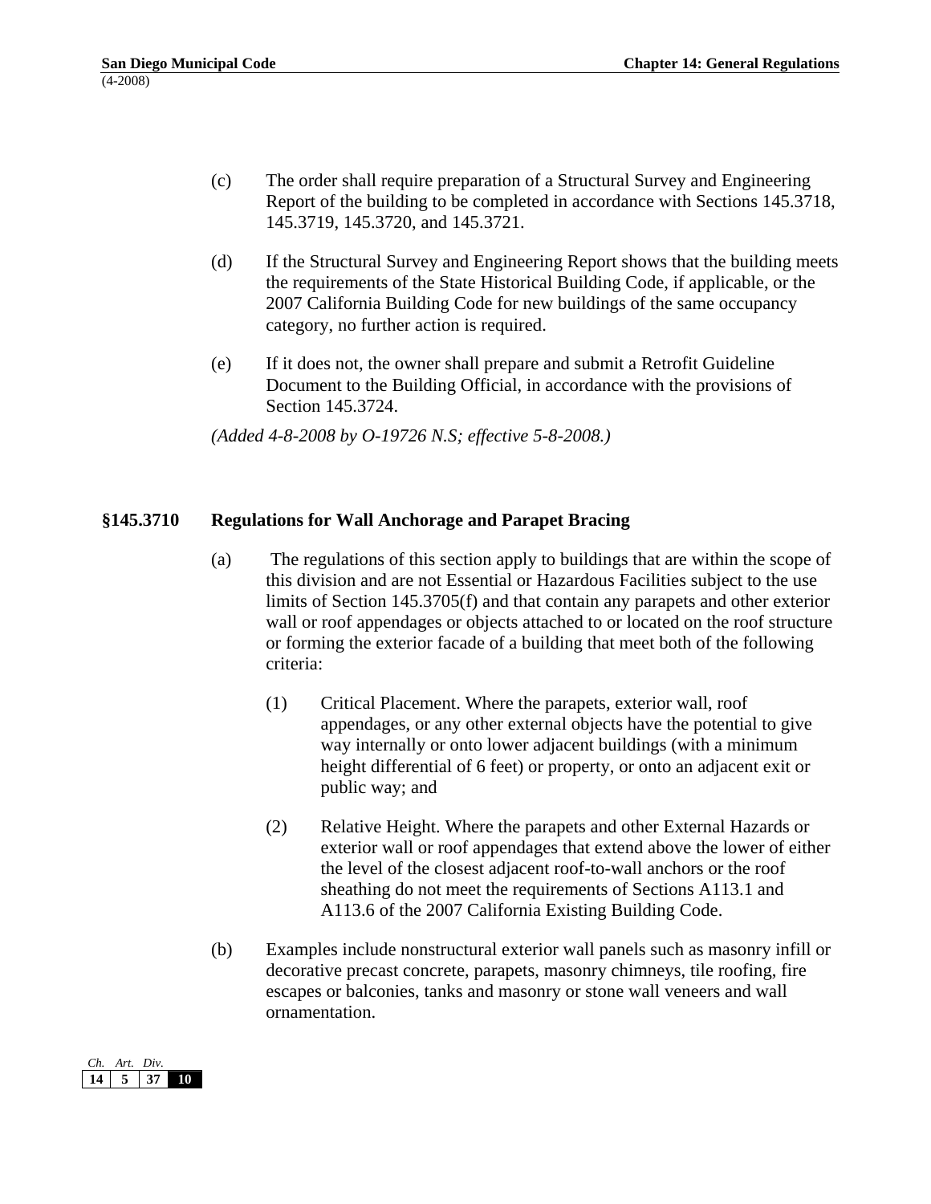(c) The order shall require preparation of a Structural Survey and Engineering Report of the building to be completed in accordance with Sections 145.3718, 145.3719, 145.3720, and 145.3721.

(d) If the Structural Survey and Engineering Report shows that the building meets the requirements of the State Historical Building Code, if applicable, or the 2007 California Building Code for new buildings of the same occupancy category, no further action is required.

(e) If it does not, the owner shall prepare and submit a Retrofit Guideline Document to the Building Official, in accordance with the provisions of Section 145.3724.

*(Added 4-8-2008 by O-19726 N.S; effective 5-8-2008.)*

### §145.3710 Regulations for Wall Anchorage and Parapet Bracing

(a) The regulations of this section apply to buildings that are within the scope of this division and are not Essential or Hazardous Facilities subject to the use limits of Section 145.3705(f) and that contain any parapets and other exterior wall or roof appendages or objects attached to or located on the roof structure or forming the exterior facade of a building that meet both of the following criteria:

(1) Critical Placement. Where the parapets, exterior wall, roof appendages, or any other external objects have the potential to give way internally or onto lower adjacent buildings (with a minimum height differential of 6 feet) or property, or onto an adjacent exit or public way; and

(2) Relative Height. Where the parapets and other External Hazards or exterior wall or roof appendages that extend above the lower of either the level of the closest adjacent roof-to-wall anchors or the roof sheathing do not meet the requirements of Sections A113.1 and A113.6 of the 2007 California Existing Building Code.

(b) Examples include nonstructural exterior wall panels such as masonry infill or decorative precast concrete, parapets, masonry chimneys, tile roofing, fire escapes or balconies, tanks and masonry or stone wall veneers and wall ornamentation.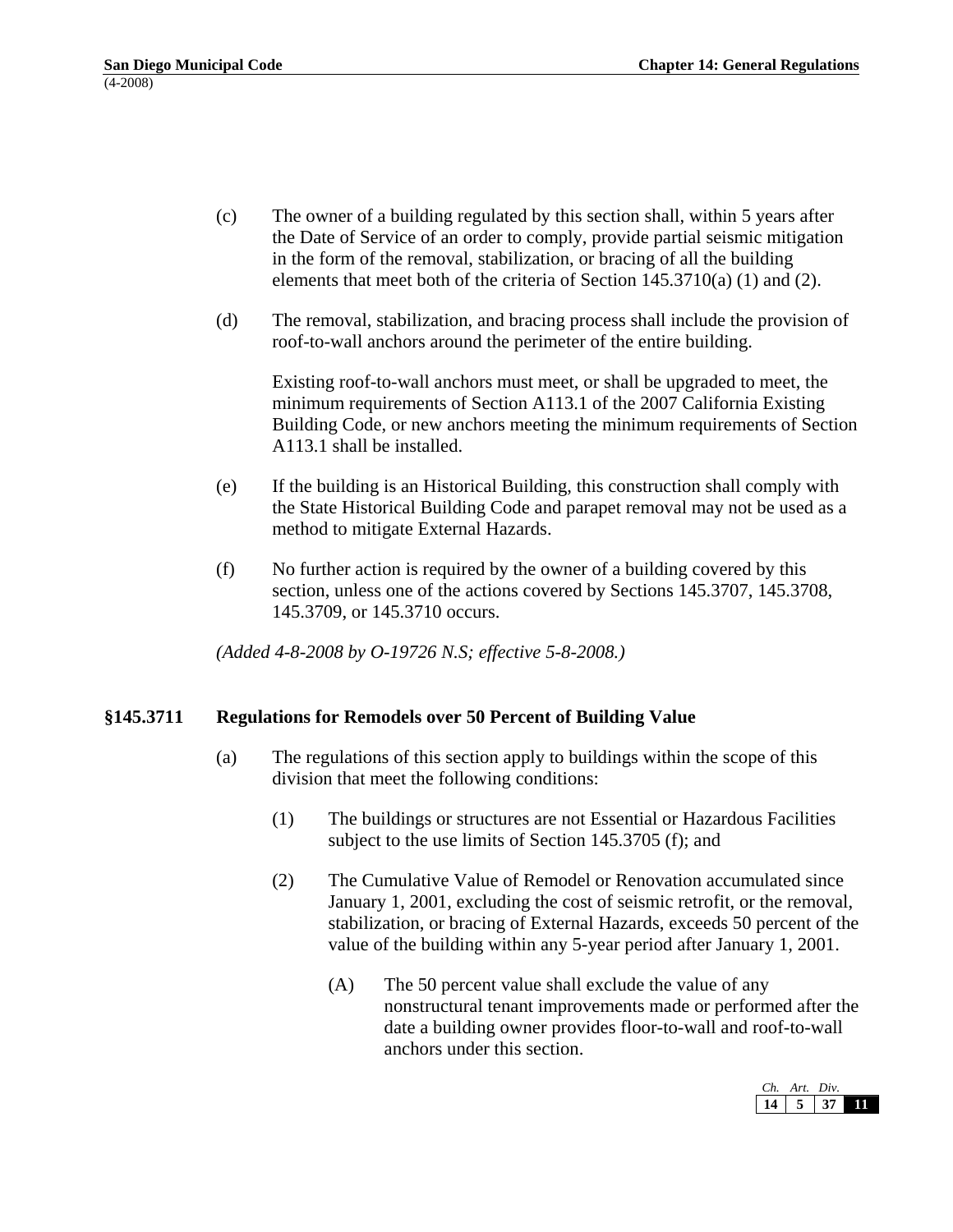(c) The owner of a building regulated by this section shall, within 5 years after the Date of Service of an order to comply, provide partial seismic mitigation in the form of the removal, stabilization, or bracing of all the building elements that meet both of the criteria of Section 145.3710(a) (1) and (2).

(d) The removal, stabilization, and bracing process shall include the provision of roof-to-wall anchors around the perimeter of the entire building.

Existing roof-to-wall anchors must meet, or shall be upgraded to meet, the minimum requirements of Section A113.1 of the 2007 California Existing Building Code, or new anchors meeting the minimum requirements of Section A113.1 shall be installed.

(e) If the building is an Historical Building, this construction shall comply with the State Historical Building Code and parapet removal may not be used as a method to mitigate External Hazards.

(f) No further action is required by the owner of a building covered by this section, unless one of the actions covered by Sections 145.3707, 145.3708, 145.3709, or 145.3710 occurs.

*(Added 4-8-2008 by O-19726 N.S; effective 5-8-2008.)*

### §145.3711 Regulations for Remodels over 50 Percent of Building Value

(a) The regulations of this section apply to buildings within the scope of this division that meet the following conditions:

(1) The buildings or structures are not Essential or Hazardous Facilities subject to the use limits of Section 145.3705 (f); and

(2) The Cumulative Value of Remodel or Renovation accumulated since January 1, 2001, excluding the cost of seismic retrofit, or the removal, stabilization, or bracing of External Hazards, exceeds 50 percent of the value of the building within any 5-year period after January 1, 2001.

(A) The 50 percent value shall exclude the value of any nonstructural tenant improvements made or performed after the date a building owner provides floor-to-wall and roof-to-wall anchors under this section.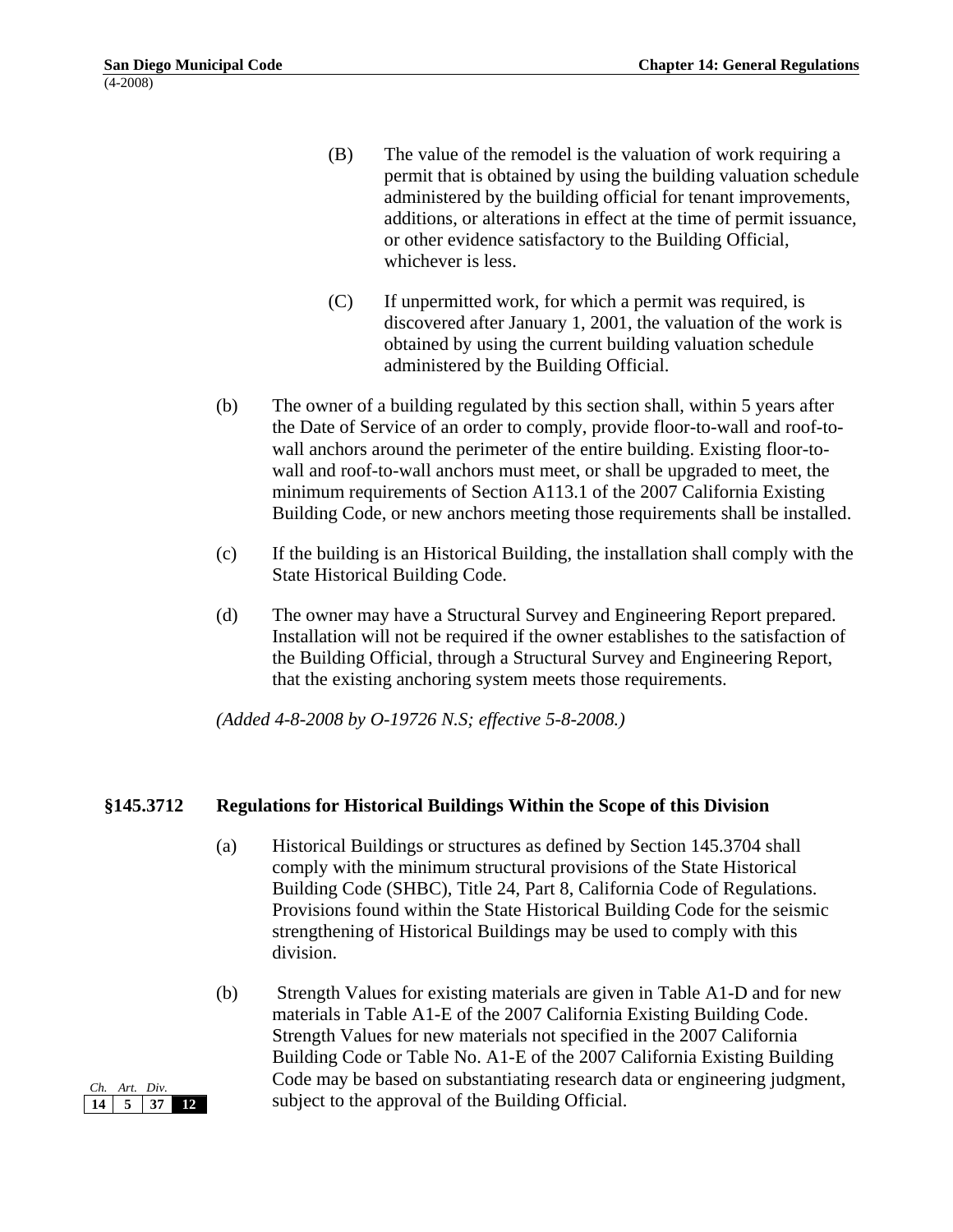(B) The value of the remodel is the valuation of work requiring a permit that is obtained by using the building valuation schedule administered by the building official for tenant improvements, additions, or alterations in effect at the time of permit issuance, or other evidence satisfactory to the Building Official, whichever is less.

(C) If unpermitted work, for which a permit was required, is discovered after January 1, 2001, the valuation of the work is obtained by using the current building valuation schedule administered by the Building Official.

(b) The owner of a building regulated by this section shall, within 5 years after the Date of Service of an order to comply, provide floor-to-wall and roof-to-wall anchors around the perimeter of the entire building. Existing floor-to-wall and roof-to-wall anchors must meet, or shall be upgraded to meet, the minimum requirements of Section A113.1 of the 2007 California Existing Building Code, or new anchors meeting those requirements shall be installed.

(c) If the building is an Historical Building, the installation shall comply with the State Historical Building Code.

(d) The owner may have a Structural Survey and Engineering Report prepared. Installation will not be required if the owner establishes to the satisfaction of the Building Official, through a Structural Survey and Engineering Report, that the existing anchoring system meets those requirements.

*(Added 4-8-2008 by O-19726 N.S; effective 5-8-2008.)*

### §145.3712 Regulations for Historical Buildings Within the Scope of this Division

(a) Historical Buildings or structures as defined by Section 145.3704 shall comply with the minimum structural provisions of the State Historical Building Code (SHBC), Title 24, Part 8, California Code of Regulations. Provisions found within the State Historical Building Code for the seismic strengthening of Historical Buildings may be used to comply with this division.

(b) Strength Values for existing materials are given in Table A1-D and for new materials in Table A1-E of the 2007 California Existing Building Code. Strength Values for new materials not specified in the 2007 California Building Code or Table No. A1-E of the 2007 California Existing Building Code may be based on substantiating research data or engineering judgment, subject to the approval of the Building Official.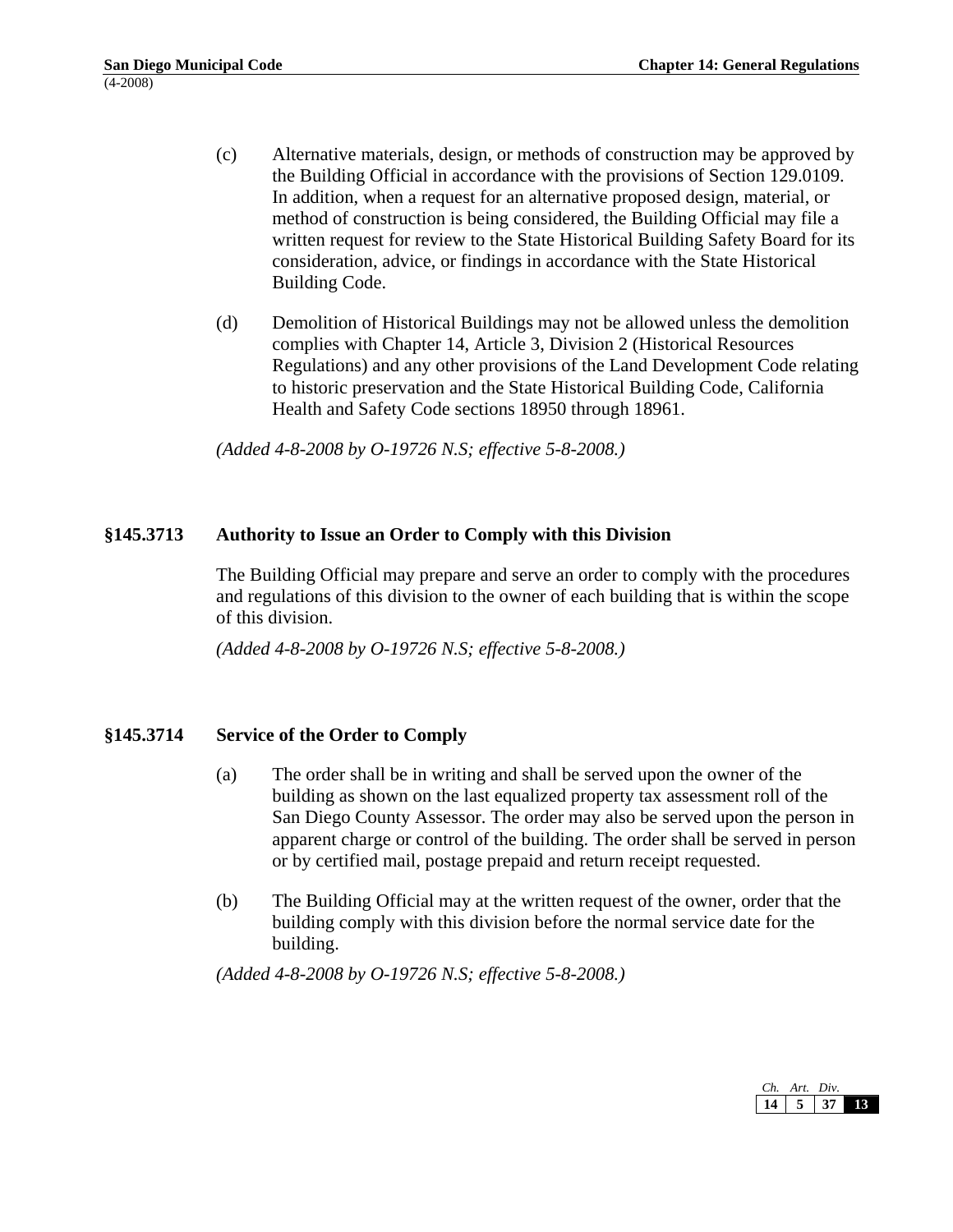(c) Alternative materials, design, or methods of construction may be approved by the Building Official in accordance with the provisions of Section 129.0109. In addition, when a request for an alternative proposed design, material, or method of construction is being considered, the Building Official may file a written request for review to the State Historical Building Safety Board for its consideration, advice, or findings in accordance with the State Historical Building Code.

(d) Demolition of Historical Buildings may not be allowed unless the demolition complies with Chapter 14, Article 3, Division 2 (Historical Resources Regulations) and any other provisions of the Land Development Code relating to historic preservation and the State Historical Building Code, California Health and Safety Code sections 18950 through 18961.

*(Added 4-8-2008 by O-19726 N.S; effective 5-8-2008.)*

### §145.3713 Authority to Issue an Order to Comply with this Division

The Building Official may prepare and serve an order to comply with the procedures and regulations of this division to the owner of each building that is within the scope of this division.

*(Added 4-8-2008 by O-19726 N.S; effective 5-8-2008.)*

### §145.3714 Service of the Order to Comply

(a) The order shall be in writing and shall be served upon the owner of the building as shown on the last equalized property tax assessment roll of the San Diego County Assessor. The order may also be served upon the person in apparent charge or control of the building. The order shall be served in person or by certified mail, postage prepaid and return receipt requested.

(b) The Building Official may at the written request of the owner, order that the building comply with this division before the normal service date for the building.

*(Added 4-8-2008 by O-19726 N.S; effective 5-8-2008.)*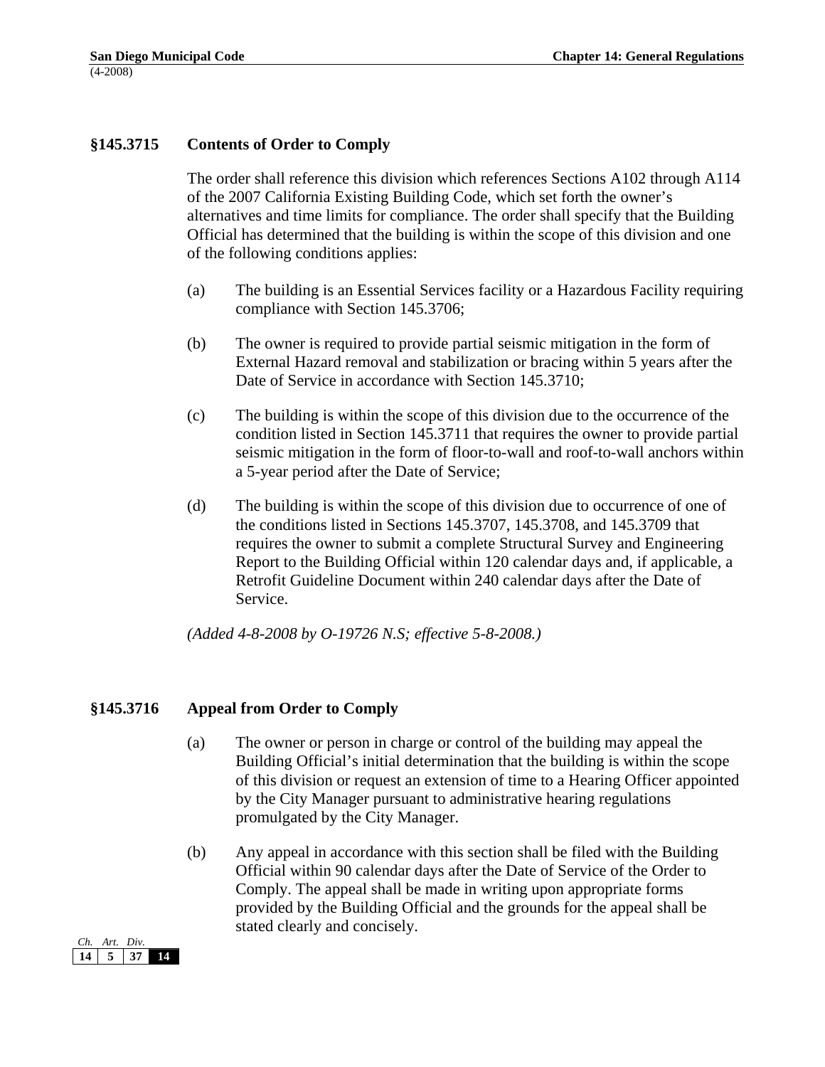## §145.3715 Contents of Order to Comply

The order shall reference this division which references Sections A102 through A114 of the 2007 California Existing Building Code, which set forth the owner's alternatives and time limits for compliance. The order shall specify that the Building Official has determined that the building is within the scope of this division and one of the following conditions applies:

(a) The building is an Essential Services facility or a Hazardous Facility requiring compliance with Section 145.3706;

(b) The owner is required to provide partial seismic mitigation in the form of External Hazard removal and stabilization or bracing within 5 years after the Date of Service in accordance with Section 145.3710;

(c) The building is within the scope of this division due to the occurrence of the condition listed in Section 145.3711 that requires the owner to provide partial seismic mitigation in the form of floor-to-wall and roof-to-wall anchors within a 5-year period after the Date of Service;

(d) The building is within the scope of this division due to occurrence of one of the conditions listed in Sections 145.3707, 145.3708, and 145.3709 that requires the owner to submit a complete Structural Survey and Engineering Report to the Building Official within 120 calendar days and, if applicable, a Retrofit Guideline Document within 240 calendar days after the Date of Service.

*(Added 4-8-2008 by O-19726 N.S; effective 5-8-2008.)*

## §145.3716 Appeal from Order to Comply

(a) The owner or person in charge or control of the building may appeal the Building Official's initial determination that the building is within the scope of this division or request an extension of time to a Hearing Officer appointed by the City Manager pursuant to administrative hearing regulations promulgated by the City Manager.

(b) Any appeal in accordance with this section shall be filed with the Building Official within 90 calendar days after the Date of Service of the Order to Comply. The appeal shall be made in writing upon appropriate forms provided by the Building Official and the grounds for the appeal shall be stated clearly and concisely.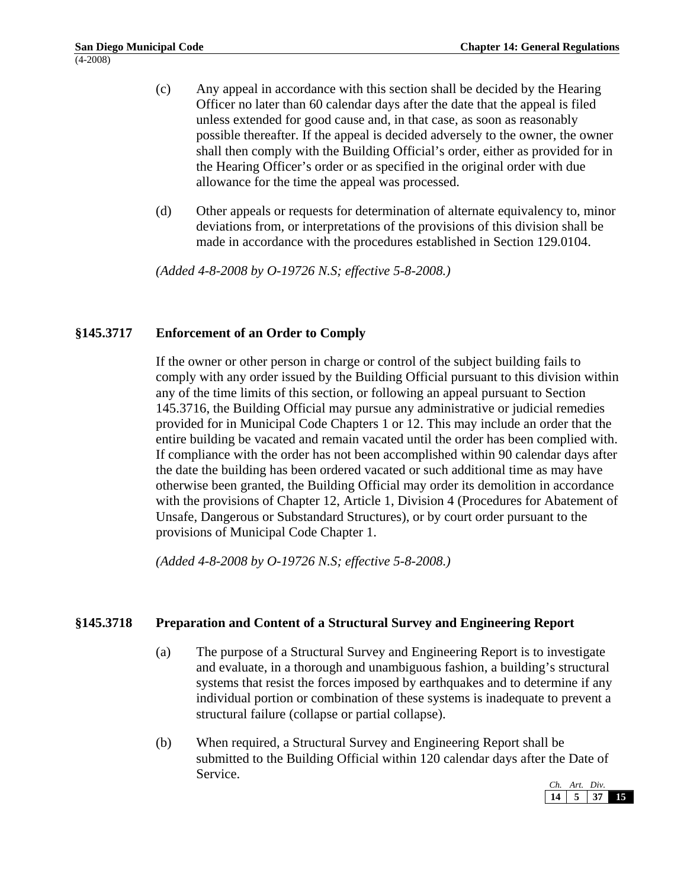(c) Any appeal in accordance with this section shall be decided by the Hearing Officer no later than 60 calendar days after the date that the appeal is filed unless extended for good cause and, in that case, as soon as reasonably possible thereafter. If the appeal is decided adversely to the owner, the owner shall then comply with the Building Official's order, either as provided for in the Hearing Officer's order or as specified in the original order with due allowance for the time the appeal was processed.

(d) Other appeals or requests for determination of alternate equivalency to, minor deviations from, or interpretations of the provisions of this division shall be made in accordance with the procedures established in Section 129.0104.

*(Added 4-8-2008 by O-19726 N.S; effective 5-8-2008.)*

### §145.3717 Enforcement of an Order to Comply

If the owner or other person in charge or control of the subject building fails to comply with any order issued by the Building Official pursuant to this division within any of the time limits of this section, or following an appeal pursuant to Section 145.3716, the Building Official may pursue any administrative or judicial remedies provided for in Municipal Code Chapters 1 or 12. This may include an order that the entire building be vacated and remain vacated until the order has been complied with. If compliance with the order has not been accomplished within 90 calendar days after the date the building has been ordered vacated or such additional time as may have otherwise been granted, the Building Official may order its demolition in accordance with the provisions of Chapter 12, Article 1, Division 4 (Procedures for Abatement of Unsafe, Dangerous or Substandard Structures), or by court order pursuant to the provisions of Municipal Code Chapter 1.

*(Added 4-8-2008 by O-19726 N.S; effective 5-8-2008.)*

### §145.3718 Preparation and Content of a Structural Survey and Engineering Report

(a) The purpose of a Structural Survey and Engineering Report is to investigate and evaluate, in a thorough and unambiguous fashion, a building's structural systems that resist the forces imposed by earthquakes and to determine if any individual portion or combination of these systems is inadequate to prevent a structural failure (collapse or partial collapse).

(b) When required, a Structural Survey and Engineering Report shall be submitted to the Building Official within 120 calendar days after the Date of Service.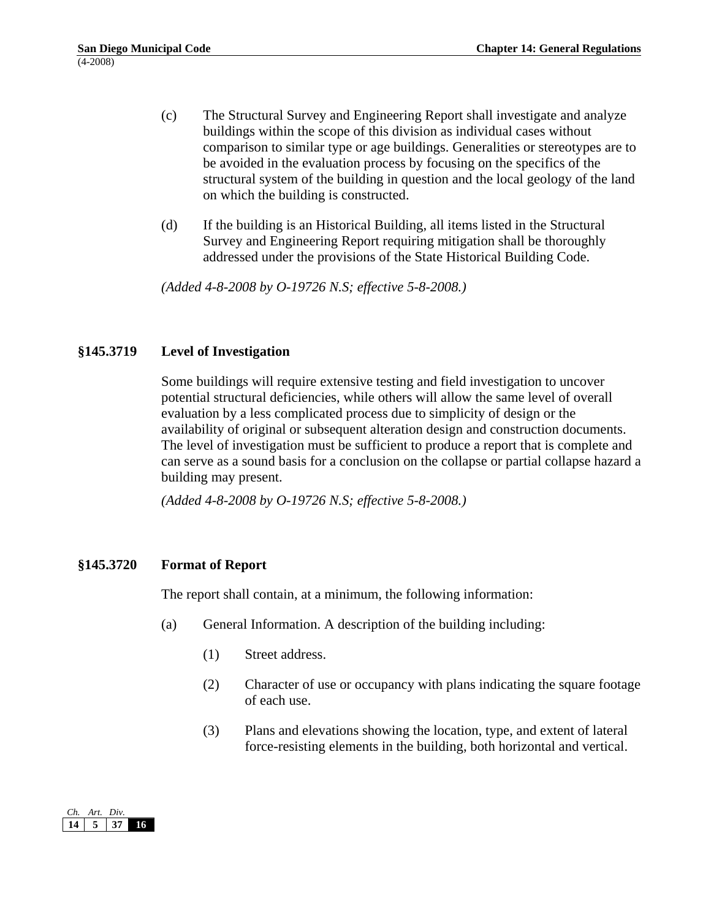(c) The Structural Survey and Engineering Report shall investigate and analyze buildings within the scope of this division as individual cases without comparison to similar type or age buildings. Generalities or stereotypes are to be avoided in the evaluation process by focusing on the specifics of the structural system of the building in question and the local geology of the land on which the building is constructed.

(d) If the building is an Historical Building, all items listed in the Structural Survey and Engineering Report requiring mitigation shall be thoroughly addressed under the provisions of the State Historical Building Code.

*(Added 4-8-2008 by O-19726 N.S; effective 5-8-2008.)*

## §145.3719 Level of Investigation

Some buildings will require extensive testing and field investigation to uncover potential structural deficiencies, while others will allow the same level of overall evaluation by a less complicated process due to simplicity of design or the availability of original or subsequent alteration design and construction documents. The level of investigation must be sufficient to produce a report that is complete and can serve as a sound basis for a conclusion on the collapse or partial collapse hazard a building may present.

*(Added 4-8-2008 by O-19726 N.S; effective 5-8-2008.)*

## §145.3720 Format of Report

The report shall contain, at a minimum, the following information:

(a) General Information. A description of the building including:

- (1) Street address.
- (2) Character of use or occupancy with plans indicating the square footage of each use.
- (3) Plans and elevations showing the location, type, and extent of lateral force-resisting elements in the building, both horizontal and vertical.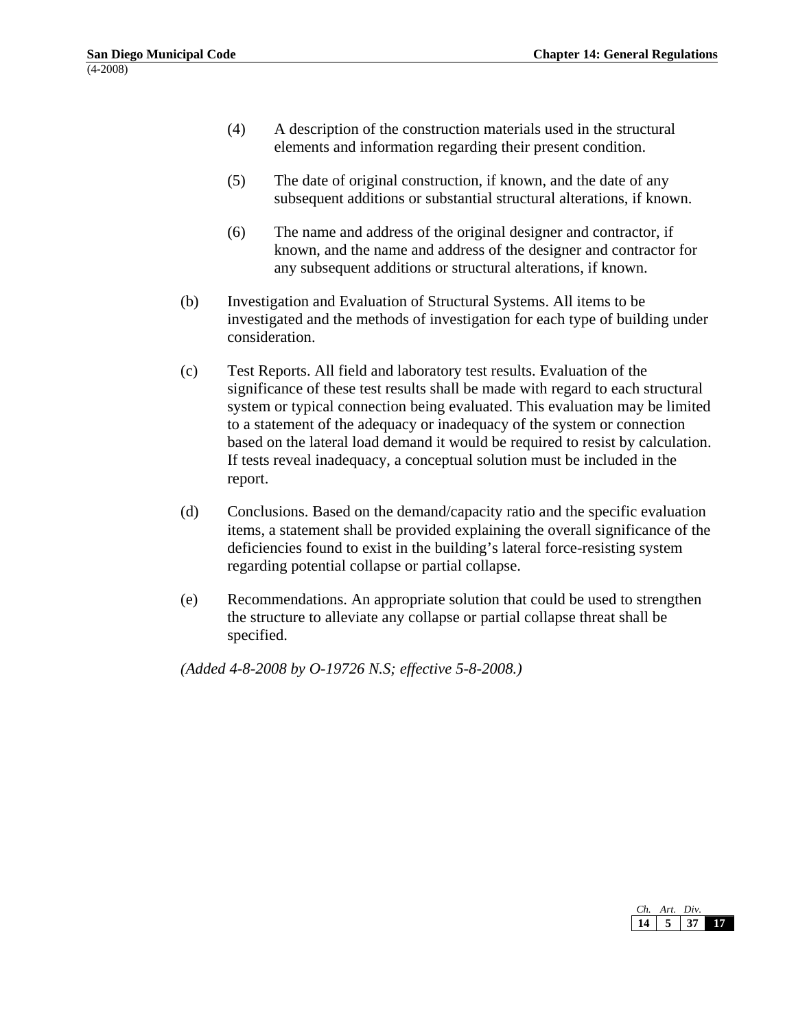(4) A description of the construction materials used in the structural elements and information regarding their present condition.

(5) The date of original construction, if known, and the date of any subsequent additions or substantial structural alterations, if known.

(6) The name and address of the original designer and contractor, if known, and the name and address of the designer and contractor for any subsequent additions or structural alterations, if known.

(b) Investigation and Evaluation of Structural Systems. All items to be investigated and the methods of investigation for each type of building under consideration.

(c) Test Reports. All field and laboratory test results. Evaluation of the significance of these test results shall be made with regard to each structural system or typical connection being evaluated. This evaluation may be limited to a statement of the adequacy or inadequacy of the system or connection based on the lateral load demand it would be required to resist by calculation. If tests reveal inadequacy, a conceptual solution must be included in the report.

(d) Conclusions. Based on the demand/capacity ratio and the specific evaluation items, a statement shall be provided explaining the overall significance of the deficiencies found to exist in the building's lateral force-resisting system regarding potential collapse or partial collapse.

(e) Recommendations. An appropriate solution that could be used to strengthen the structure to alleviate any collapse or partial collapse threat shall be specified.

*(Added 4-8-2008 by O-19726 N.S; effective 5-8-2008.)*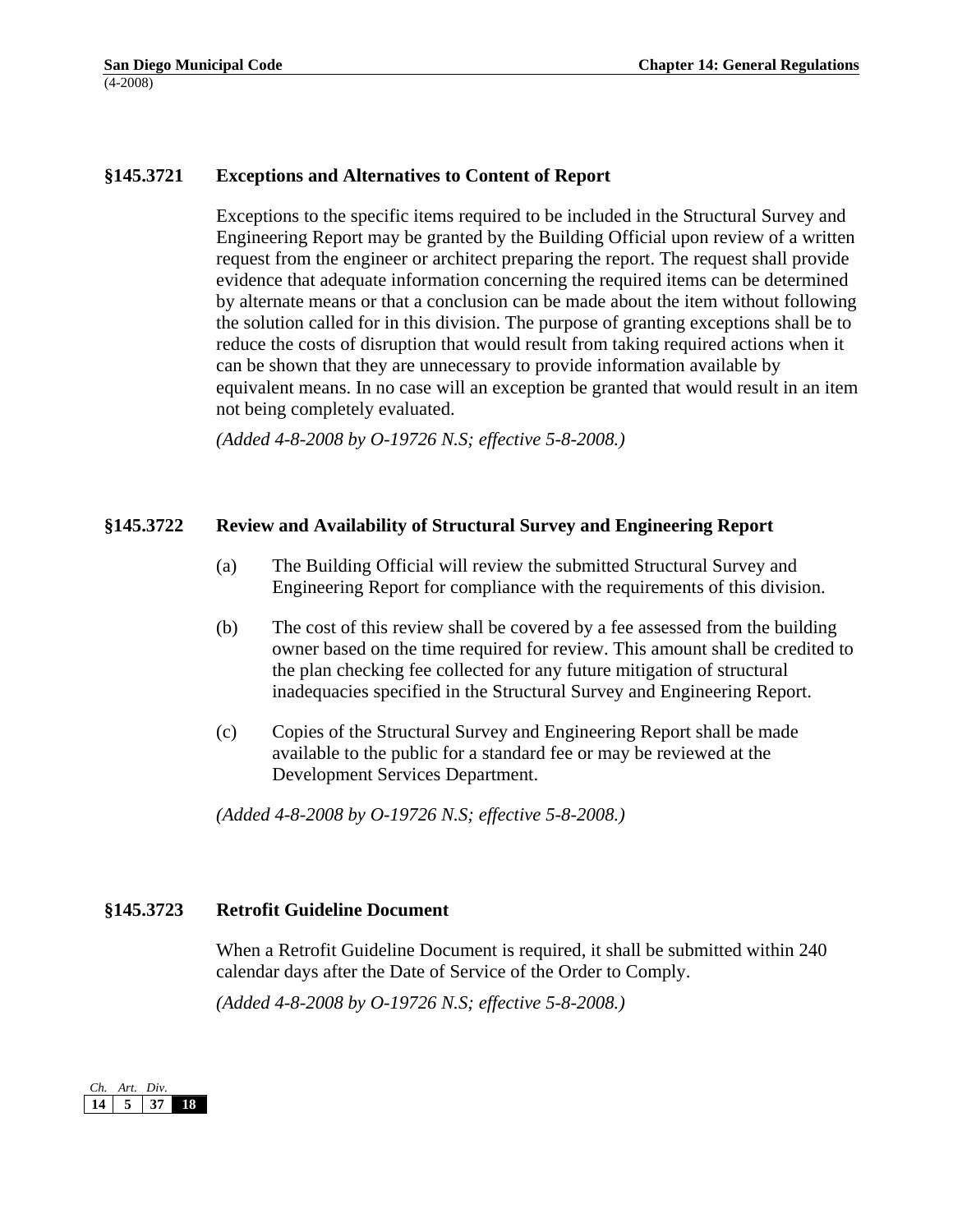### §145.3721 Exceptions and Alternatives to Content of Report

Exceptions to the specific items required to be included in the Structural Survey and Engineering Report may be granted by the Building Official upon review of a written request from the engineer or architect preparing the report. The request shall provide evidence that adequate information concerning the required items can be determined by alternate means or that a conclusion can be made about the item without following the solution called for in this division. The purpose of granting exceptions shall be to reduce the costs of disruption that would result from taking required actions when it can be shown that they are unnecessary to provide information available by equivalent means. In no case will an exception be granted that would result in an item not being completely evaluated.

*(Added 4-8-2008 by O-19726 N.S; effective 5-8-2008.)*

### §145.3722 Review and Availability of Structural Survey and Engineering Report

(a) The Building Official will review the submitted Structural Survey and Engineering Report for compliance with the requirements of this division.

(b) The cost of this review shall be covered by a fee assessed from the building owner based on the time required for review. This amount shall be credited to the plan checking fee collected for any future mitigation of structural inadequacies specified in the Structural Survey and Engineering Report.

(c) Copies of the Structural Survey and Engineering Report shall be made available to the public for a standard fee or may be reviewed at the Development Services Department.

*(Added 4-8-2008 by O-19726 N.S; effective 5-8-2008.)*

### §145.3723 Retrofit Guideline Document

When a Retrofit Guideline Document is required, it shall be submitted within 240 calendar days after the Date of Service of the Order to Comply.

*(Added 4-8-2008 by O-19726 N.S; effective 5-8-2008.)*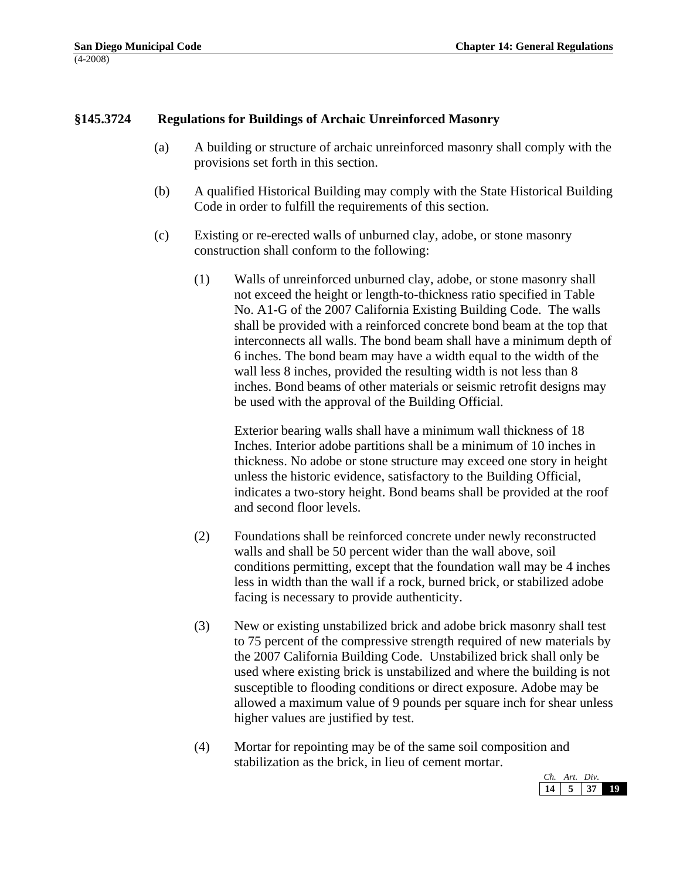### §145.3724 Regulations for Buildings of Archaic Unreinforced Masonry

(a) A building or structure of archaic unreinforced masonry shall comply with the provisions set forth in this section.

(b) A qualified Historical Building may comply with the State Historical Building Code in order to fulfill the requirements of this section.

(c) Existing or re-erected walls of unburned clay, adobe, or stone masonry construction shall conform to the following:

(1) Walls of unreinforced unburned clay, adobe, or stone masonry shall not exceed the height or length-to-thickness ratio specified in Table No. A1-G of the 2007 California Existing Building Code. The walls shall be provided with a reinforced concrete bond beam at the top that interconnects all walls. The bond beam shall have a minimum depth of 6 inches. The bond beam may have a width equal to the width of the wall less 8 inches, provided the resulting width is not less than 8 inches. Bond beams of other materials or seismic retrofit designs may be used with the approval of the Building Official.

Exterior bearing walls shall have a minimum wall thickness of 18 Inches. Interior adobe partitions shall be a minimum of 10 inches in thickness. No adobe or stone structure may exceed one story in height unless the historic evidence, satisfactory to the Building Official, indicates a two-story height. Bond beams shall be provided at the roof and second floor levels.

(2) Foundations shall be reinforced concrete under newly reconstructed walls and shall be 50 percent wider than the wall above, soil conditions permitting, except that the foundation wall may be 4 inches less in width than the wall if a rock, burned brick, or stabilized adobe facing is necessary to provide authenticity.

(3) New or existing unstabilized brick and adobe brick masonry shall test to 75 percent of the compressive strength required of new materials by the 2007 California Building Code. Unstabilized brick shall only be used where existing brick is unstabilized and where the building is not susceptible to flooding conditions or direct exposure. Adobe may be allowed a maximum value of 9 pounds per square inch for shear unless higher values are justified by test.

(4) Mortar for repointing may be of the same soil composition and stabilization as the brick, in lieu of cement mortar.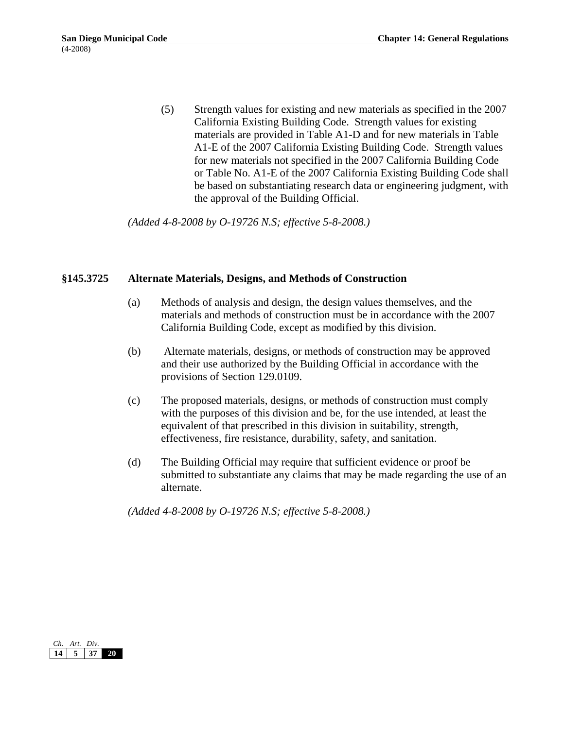(5) Strength values for existing and new materials as specified in the 2007 California Existing Building Code. Strength values for existing materials are provided in Table A1-D and for new materials in Table A1-E of the 2007 California Existing Building Code. Strength values for new materials not specified in the 2007 California Building Code or Table No. A1-E of the 2007 California Existing Building Code shall be based on substantiating research data or engineering judgment, with the approval of the Building Official.

*(Added 4-8-2008 by O-19726 N.S; effective 5-8-2008.)*

## §145.3725 Alternate Materials, Designs, and Methods of Construction

(a) Methods of analysis and design, the design values themselves, and the materials and methods of construction must be in accordance with the 2007 California Building Code, except as modified by this division.

(b) Alternate materials, designs, or methods of construction may be approved and their use authorized by the Building Official in accordance with the provisions of Section 129.0109.

(c) The proposed materials, designs, or methods of construction must comply with the purposes of this division and be, for the use intended, at least the equivalent of that prescribed in this division in suitability, strength, effectiveness, fire resistance, durability, safety, and sanitation.

(d) The Building Official may require that sufficient evidence or proof be submitted to substantiate any claims that may be made regarding the use of an alternate.

*(Added 4-8-2008 by O-19726 N.S; effective 5-8-2008.)*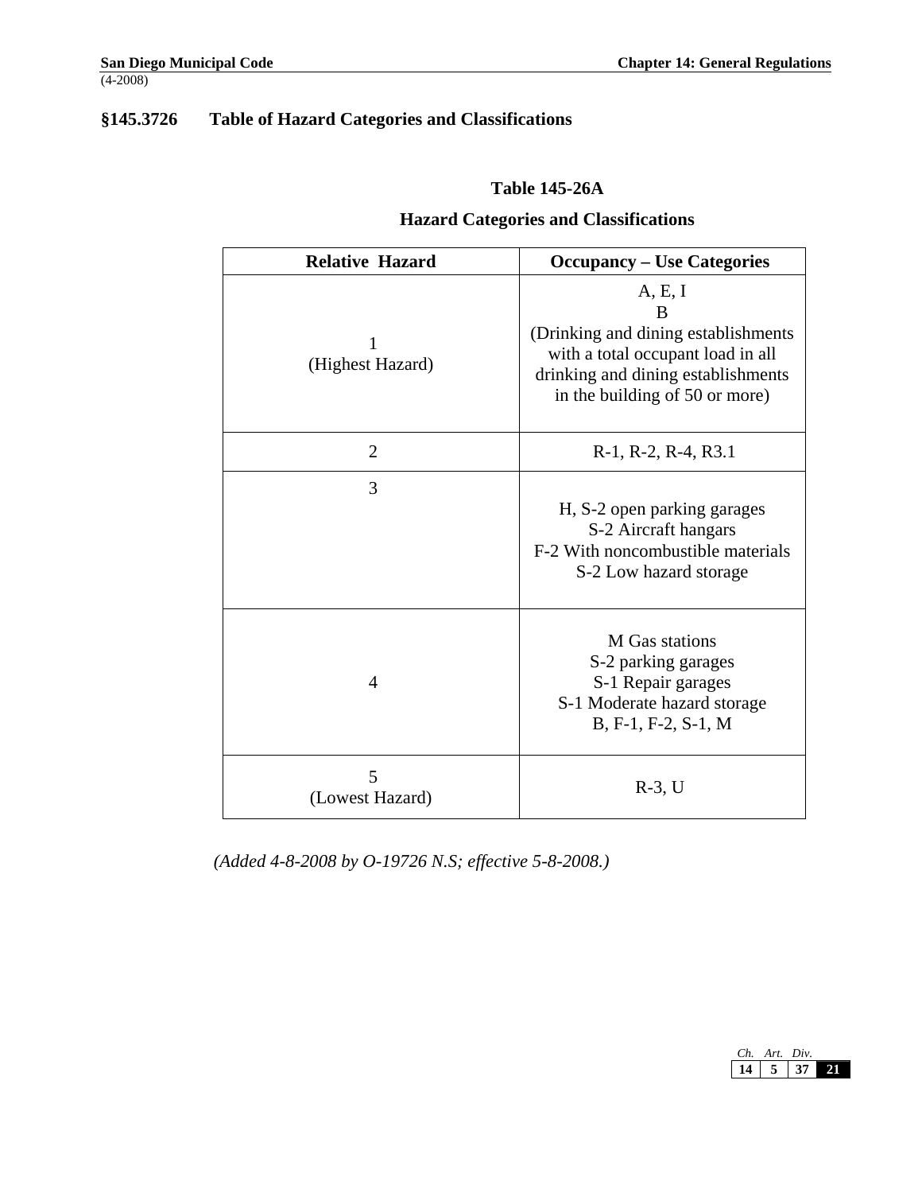## §145.3726 Table of Hazard Categories and Classifications

**Table 145-26A**

**Hazard Categories and Classifications**

| Relative Hazard | Occupancy – Use Categories |
|---|---|
| 1 (Highest Hazard) | A, E, I<br>B<br>(Drinking and dining establishments with a total occupant load in all drinking and dining establishments in the building of 50 or more) |
| 2 | R-1, R-2, R-4, R3.1 |
| 3 | H, S-2 open parking garages<br>S-2 Aircraft hangars<br>F-2 With noncombustible materials<br>S-2 Low hazard storage |
| 4 | M Gas stations<br>S-2 parking garages<br>S-1 Repair garages<br>S-1 Moderate hazard storage<br>B, F-1, F-2, S-1, M |
| 5 (Lowest Hazard) | R-3, U |

*(Added 4-8-2008 by O-19726 N.S; effective 5-8-2008.)*